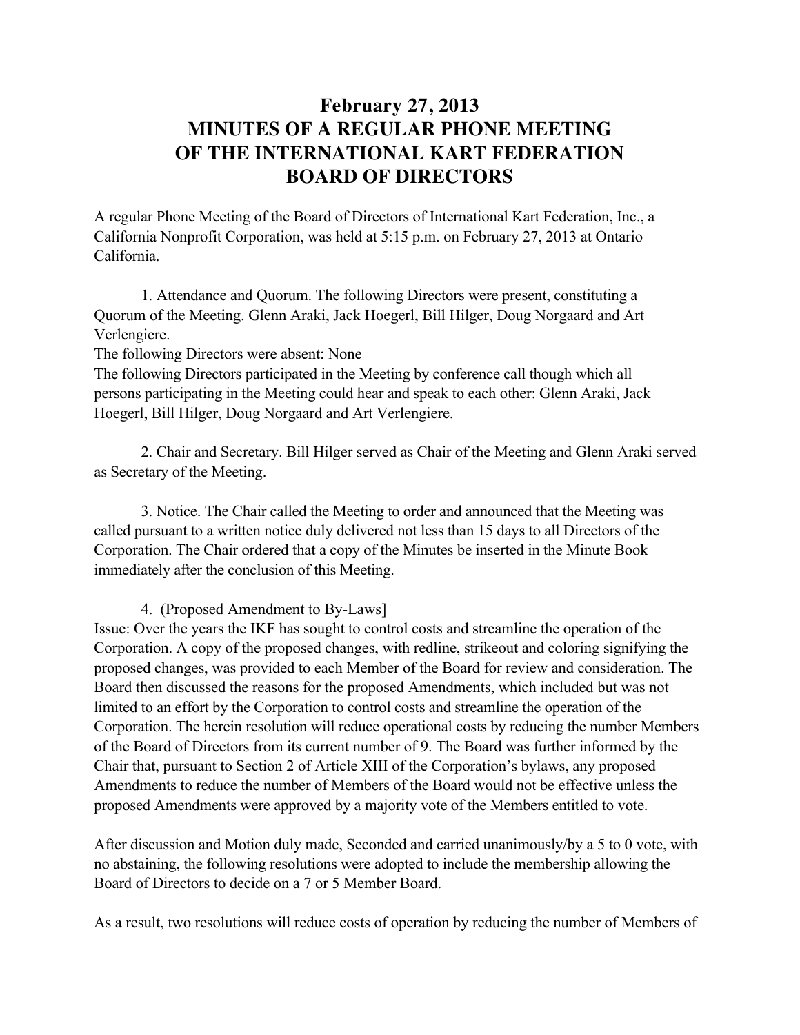# February 27, 2013
# MINUTES OF A REGULAR PHONE MEETING OF THE INTERNATIONAL KART FEDERATION BOARD OF DIRECTORS

A regular Phone Meeting of the Board of Directors of International Kart Federation, Inc., a California Nonprofit Corporation, was held at 5:15 p.m. on February 27, 2013 at Ontario California.

1. Attendance and Quorum. The following Directors were present, constituting a Quorum of the Meeting. Glenn Araki, Jack Hoegerl, Bill Hilger, Doug Norgaard and Art Verlengiere.
The following Directors were absent: None
The following Directors participated in the Meeting by conference call though which all persons participating in the Meeting could hear and speak to each other: Glenn Araki, Jack Hoegerl, Bill Hilger, Doug Norgaard and Art Verlengiere.

2. Chair and Secretary. Bill Hilger served as Chair of the Meeting and Glenn Araki served as Secretary of the Meeting.

3. Notice. The Chair called the Meeting to order and announced that the Meeting was called pursuant to a written notice duly delivered not less than 15 days to all Directors of the Corporation. The Chair ordered that a copy of the Minutes be inserted in the Minute Book immediately after the conclusion of this Meeting.

4. (Proposed Amendment to By-Laws]
Issue: Over the years the IKF has sought to control costs and streamline the operation of the Corporation. A copy of the proposed changes, with redline, strikeout and coloring signifying the proposed changes, was provided to each Member of the Board for review and consideration. The Board then discussed the reasons for the proposed Amendments, which included but was not limited to an effort by the Corporation to control costs and streamline the operation of the Corporation. The herein resolution will reduce operational costs by reducing the number Members of the Board of Directors from its current number of 9. The Board was further informed by the Chair that, pursuant to Section 2 of Article XIII of the Corporation's bylaws, any proposed Amendments to reduce the number of Members of the Board would not be effective unless the proposed Amendments were approved by a majority vote of the Members entitled to vote.

After discussion and Motion duly made, Seconded and carried unanimously/by a 5 to 0 vote, with no abstaining, the following resolutions were adopted to include the membership allowing the Board of Directors to decide on a 7 or 5 Member Board.

As a result, two resolutions will reduce costs of operation by reducing the number of Members of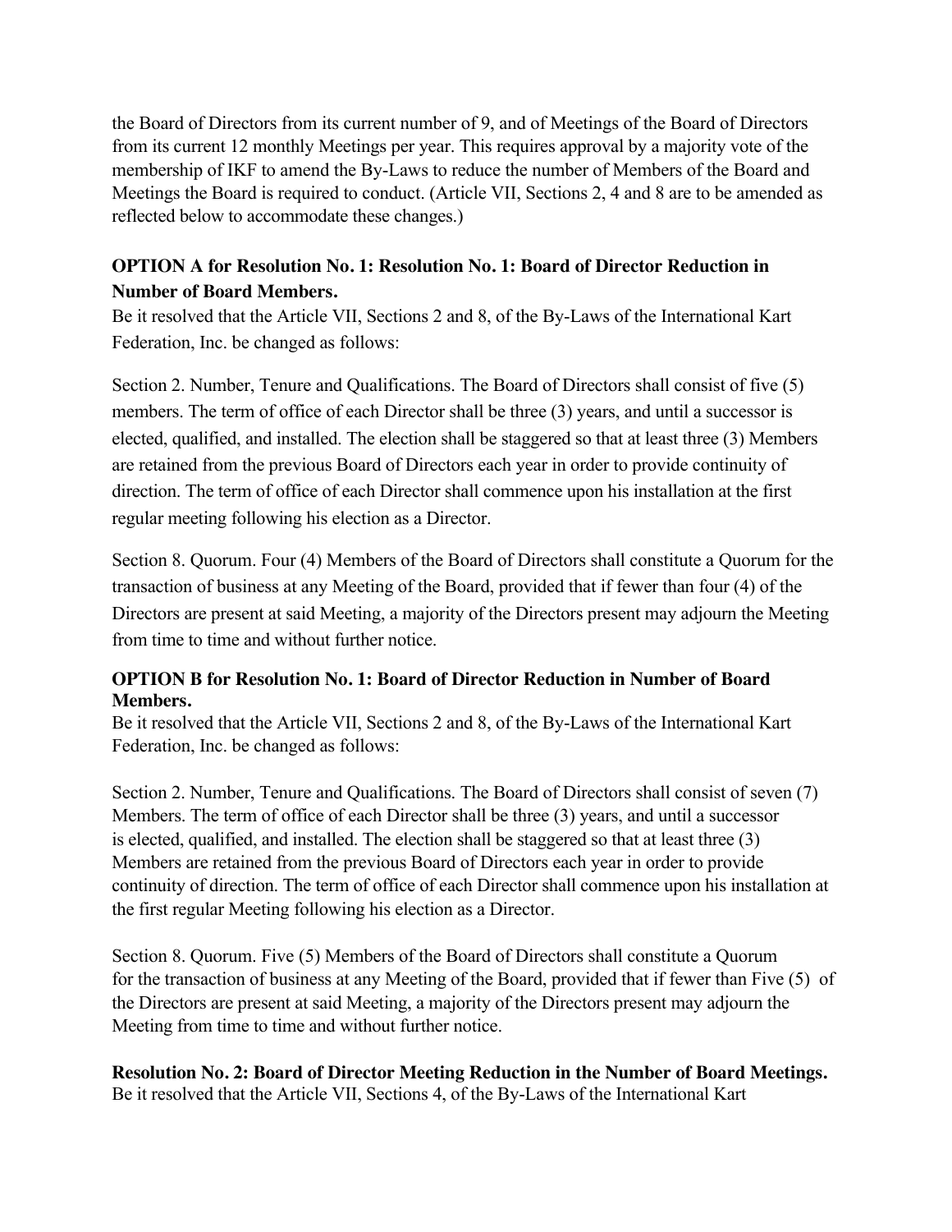the Board of Directors from its current number of 9, and of Meetings of the Board of Directors from its current 12 monthly Meetings per year. This requires approval by a majority vote of the membership of IKF to amend the By-Laws to reduce the number of Members of the Board and Meetings the Board is required to conduct. (Article VII, Sections 2, 4 and 8 are to be amended as reflected below to accommodate these changes.)

**OPTION A for Resolution No. 1: Resolution No. 1: Board of Director Reduction in Number of Board Members.**

Be it resolved that the Article VII, Sections 2 and 8, of the By-Laws of the International Kart Federation, Inc. be changed as follows:

Section 2. Number, Tenure and Qualifications. The Board of Directors shall consist of five (5) members. The term of office of each Director shall be three (3) years, and until a successor is elected, qualified, and installed. The election shall be staggered so that at least three (3) Members are retained from the previous Board of Directors each year in order to provide continuity of direction. The term of office of each Director shall commence upon his installation at the first regular meeting following his election as a Director.

Section 8. Quorum. Four (4) Members of the Board of Directors shall constitute a Quorum for the transaction of business at any Meeting of the Board, provided that if fewer than four (4) of the Directors are present at said Meeting, a majority of the Directors present may adjourn the Meeting from time to time and without further notice.

**OPTION B for Resolution No. 1: Board of Director Reduction in Number of Board Members.**

Be it resolved that the Article VII, Sections 2 and 8, of the By-Laws of the International Kart Federation, Inc. be changed as follows:

Section 2. Number, Tenure and Qualifications. The Board of Directors shall consist of seven (7) Members. The term of office of each Director shall be three (3) years, and until a successor is elected, qualified, and installed. The election shall be staggered so that at least three (3) Members are retained from the previous Board of Directors each year in order to provide continuity of direction. The term of office of each Director shall commence upon his installation at the first regular Meeting following his election as a Director.

Section 8. Quorum. Five (5) Members of the Board of Directors shall constitute a Quorum for the transaction of business at any Meeting of the Board, provided that if fewer than Five (5) of the Directors are present at said Meeting, a majority of the Directors present may adjourn the Meeting from time to time and without further notice.

**Resolution No. 2: Board of Director Meeting Reduction in the Number of Board Meetings.**

Be it resolved that the Article VII, Sections 4, of the By-Laws of the International Kart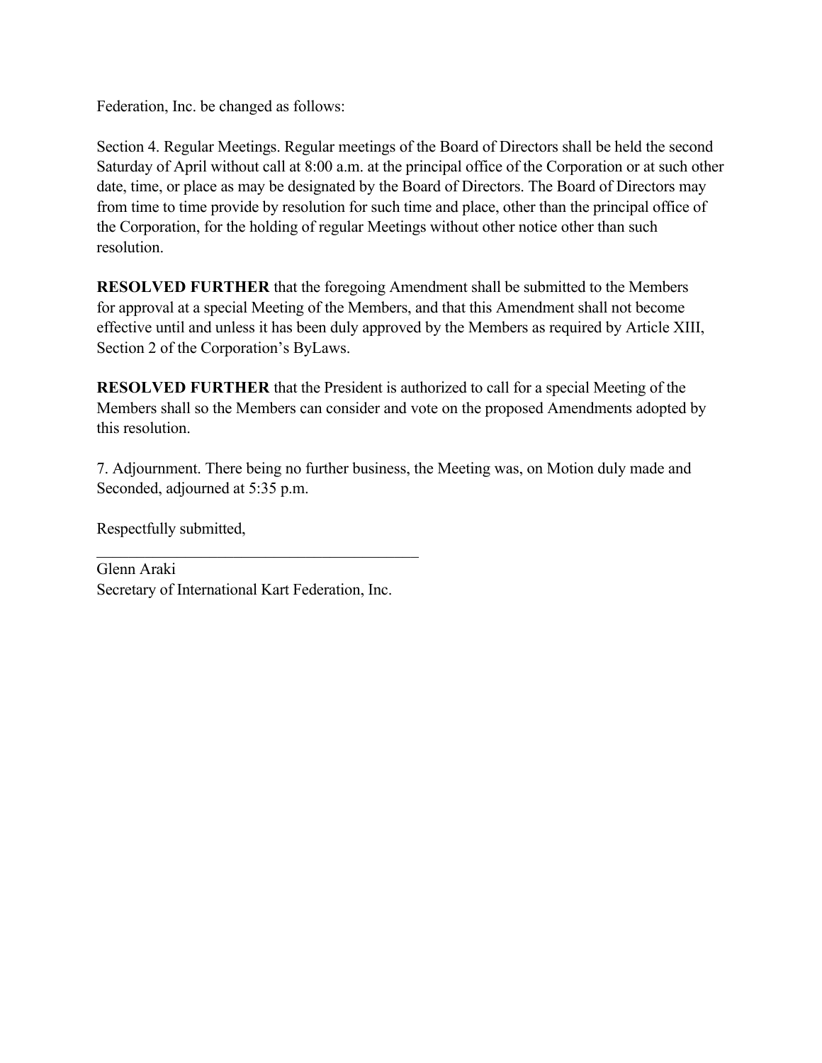Federation, Inc. be changed as follows:

Section 4. Regular Meetings. Regular meetings of the Board of Directors shall be held the second Saturday of April without call at 8:00 a.m. at the principal office of the Corporation or at such other date, time, or place as may be designated by the Board of Directors. The Board of Directors may from time to time provide by resolution for such time and place, other than the principal office of the Corporation, for the holding of regular Meetings without other notice other than such resolution.

**RESOLVED FURTHER** that the foregoing Amendment shall be submitted to the Members for approval at a special Meeting of the Members, and that this Amendment shall not become effective until and unless it has been duly approved by the Members as required by Article XIII, Section 2 of the Corporation's ByLaws.

**RESOLVED FURTHER** that the President is authorized to call for a special Meeting of the Members shall so the Members can consider and vote on the proposed Amendments adopted by this resolution.

7. Adjournment. There being no further business, the Meeting was, on Motion duly made and Seconded, adjourned at 5:35 p.m.

Respectfully submitted,

\_\_\_\_\_\_\_\_\_\_\_\_\_\_\_\_\_\_\_\_\_\_\_\_\_\_\_\_\_\_\_\_\_\_\_\_\_\_\_\_

Glenn Araki
Secretary of International Kart Federation, Inc.